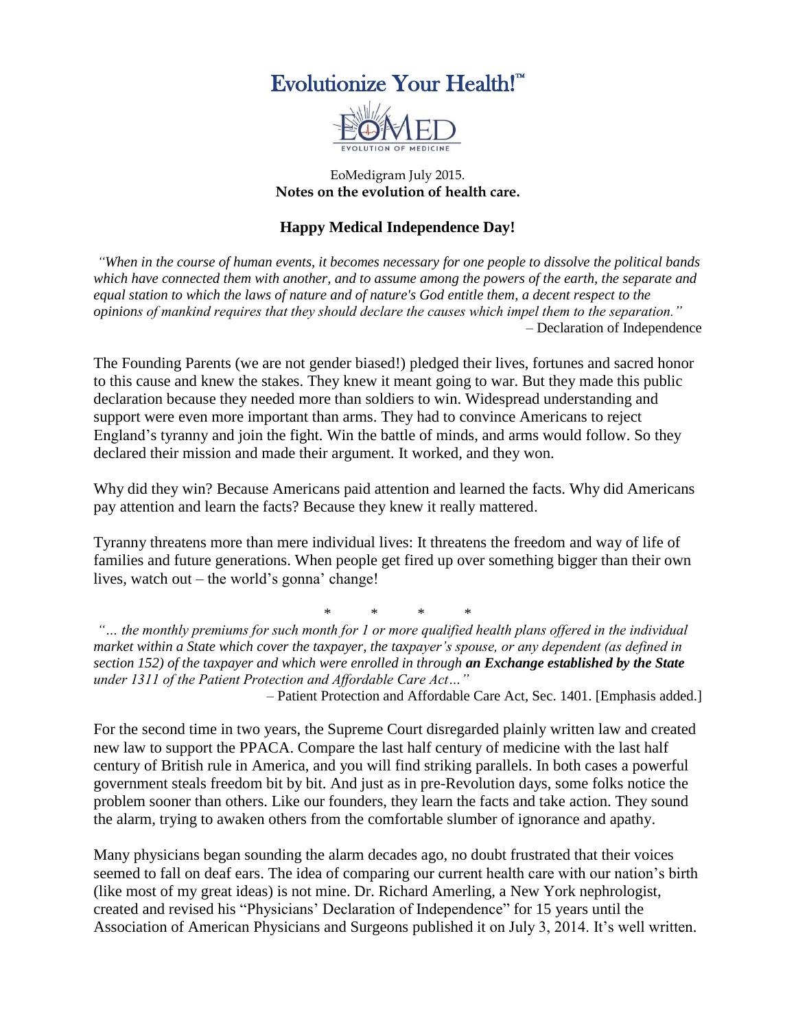# Evolutionize Your Health!™

EoMED
EVOLUTION OF MEDICINE

EoMedigram July 2015.
**Notes on the evolution of health care.**

## Happy Medical Independence Day!

*"When in the course of human events, it becomes necessary for one people to dissolve the political bands which have connected them with another, and to assume among the powers of the earth, the separate and equal station to which the laws of nature and of nature's God entitle them, a decent respect to the opinions of mankind requires that they should declare the causes which impel them to the separation."*
– Declaration of Independence

The Founding Parents (we are not gender biased!) pledged their lives, fortunes and sacred honor to this cause and knew the stakes. They knew it meant going to war. But they made this public declaration because they needed more than soldiers to win. Widespread understanding and support were even more important than arms. They had to convince Americans to reject England's tyranny and join the fight. Win the battle of minds, and arms would follow. So they declared their mission and made their argument. It worked, and they won.

Why did they win? Because Americans paid attention and learned the facts. Why did Americans pay attention and learn the facts? Because they knew it really mattered.

Tyranny threatens more than mere individual lives: It threatens the freedom and way of life of families and future generations. When people get fired up over something bigger than their own lives, watch out – the world's gonna' change!

\* \* \* \*

*"… the monthly premiums for such month for 1 or more qualified health plans offered in the individual market within a State which cover the taxpayer, the taxpayer's spouse, or any dependent (as defined in section 152) of the taxpayer and which were enrolled in through* ***an Exchange established by the State*** *under 1311 of the Patient Protection and Affordable Care Act…"*
– Patient Protection and Affordable Care Act, Sec. 1401. [Emphasis added.]

For the second time in two years, the Supreme Court disregarded plainly written law and created new law to support the PPACA. Compare the last half century of medicine with the last half century of British rule in America, and you will find striking parallels. In both cases a powerful government steals freedom bit by bit. And just as in pre-Revolution days, some folks notice the problem sooner than others. Like our founders, they learn the facts and take action. They sound the alarm, trying to awaken others from the comfortable slumber of ignorance and apathy.

Many physicians began sounding the alarm decades ago, no doubt frustrated that their voices seemed to fall on deaf ears. The idea of comparing our current health care with our nation's birth (like most of my great ideas) is not mine. Dr. Richard Amerling, a New York nephrologist, created and revised his "Physicians' Declaration of Independence" for 15 years until the Association of American Physicians and Surgeons published it on July 3, 2014. It's well written.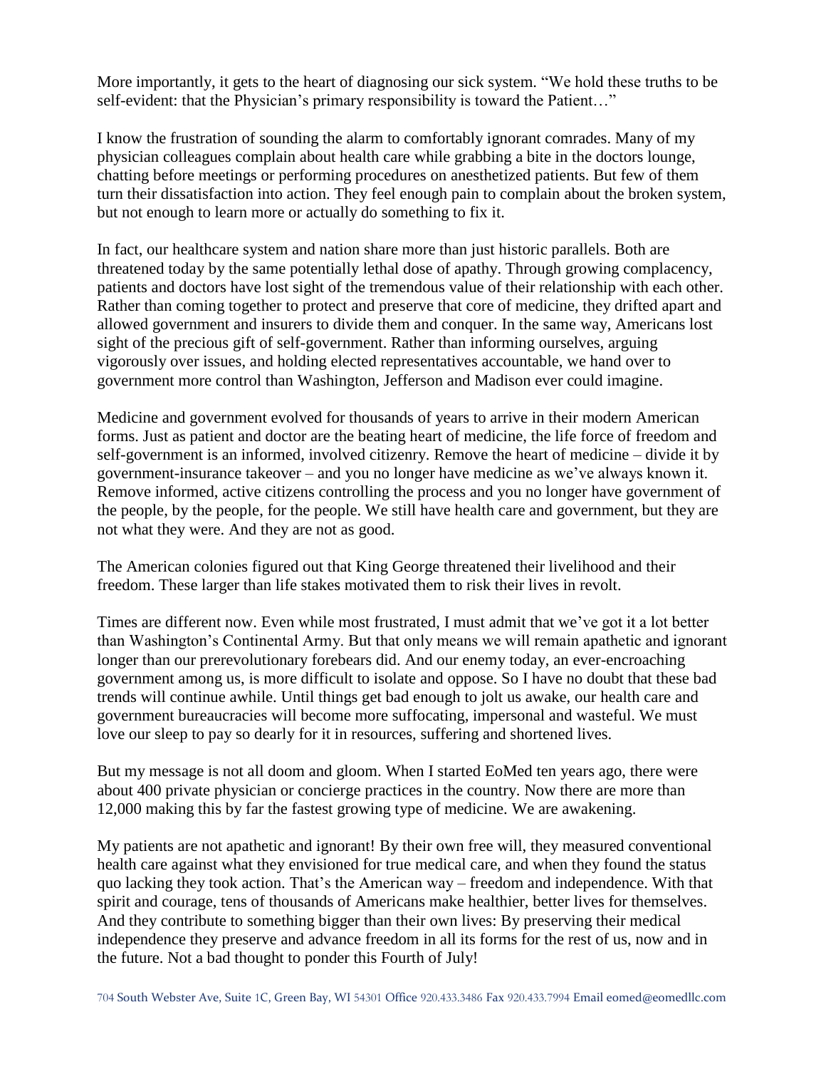More importantly, it gets to the heart of diagnosing our sick system. "We hold these truths to be self-evident: that the Physician's primary responsibility is toward the Patient…"

I know the frustration of sounding the alarm to comfortably ignorant comrades. Many of my physician colleagues complain about health care while grabbing a bite in the doctors lounge, chatting before meetings or performing procedures on anesthetized patients. But few of them turn their dissatisfaction into action. They feel enough pain to complain about the broken system, but not enough to learn more or actually do something to fix it.

In fact, our healthcare system and nation share more than just historic parallels. Both are threatened today by the same potentially lethal dose of apathy. Through growing complacency, patients and doctors have lost sight of the tremendous value of their relationship with each other. Rather than coming together to protect and preserve that core of medicine, they drifted apart and allowed government and insurers to divide them and conquer. In the same way, Americans lost sight of the precious gift of self-government. Rather than informing ourselves, arguing vigorously over issues, and holding elected representatives accountable, we hand over to government more control than Washington, Jefferson and Madison ever could imagine.

Medicine and government evolved for thousands of years to arrive in their modern American forms. Just as patient and doctor are the beating heart of medicine, the life force of freedom and self-government is an informed, involved citizenry. Remove the heart of medicine – divide it by government-insurance takeover – and you no longer have medicine as we've always known it. Remove informed, active citizens controlling the process and you no longer have government of the people, by the people, for the people. We still have health care and government, but they are not what they were. And they are not as good.

The American colonies figured out that King George threatened their livelihood and their freedom. These larger than life stakes motivated them to risk their lives in revolt.

Times are different now. Even while most frustrated, I must admit that we've got it a lot better than Washington's Continental Army. But that only means we will remain apathetic and ignorant longer than our prerevolutionary forebears did. And our enemy today, an ever-encroaching government among us, is more difficult to isolate and oppose. So I have no doubt that these bad trends will continue awhile. Until things get bad enough to jolt us awake, our health care and government bureaucracies will become more suffocating, impersonal and wasteful. We must love our sleep to pay so dearly for it in resources, suffering and shortened lives.

But my message is not all doom and gloom. When I started EoMed ten years ago, there were about 400 private physician or concierge practices in the country. Now there are more than 12,000 making this by far the fastest growing type of medicine. We are awakening.

My patients are not apathetic and ignorant! By their own free will, they measured conventional health care against what they envisioned for true medical care, and when they found the status quo lacking they took action. That's the American way – freedom and independence. With that spirit and courage, tens of thousands of Americans make healthier, better lives for themselves. And they contribute to something bigger than their own lives: By preserving their medical independence they preserve and advance freedom in all its forms for the rest of us, now and in the future. Not a bad thought to ponder this Fourth of July!

704 South Webster Ave, Suite 1C, Green Bay, WI 54301 Office 920.433.3486 Fax 920.433.7994 Email eomed@eomedllc.com